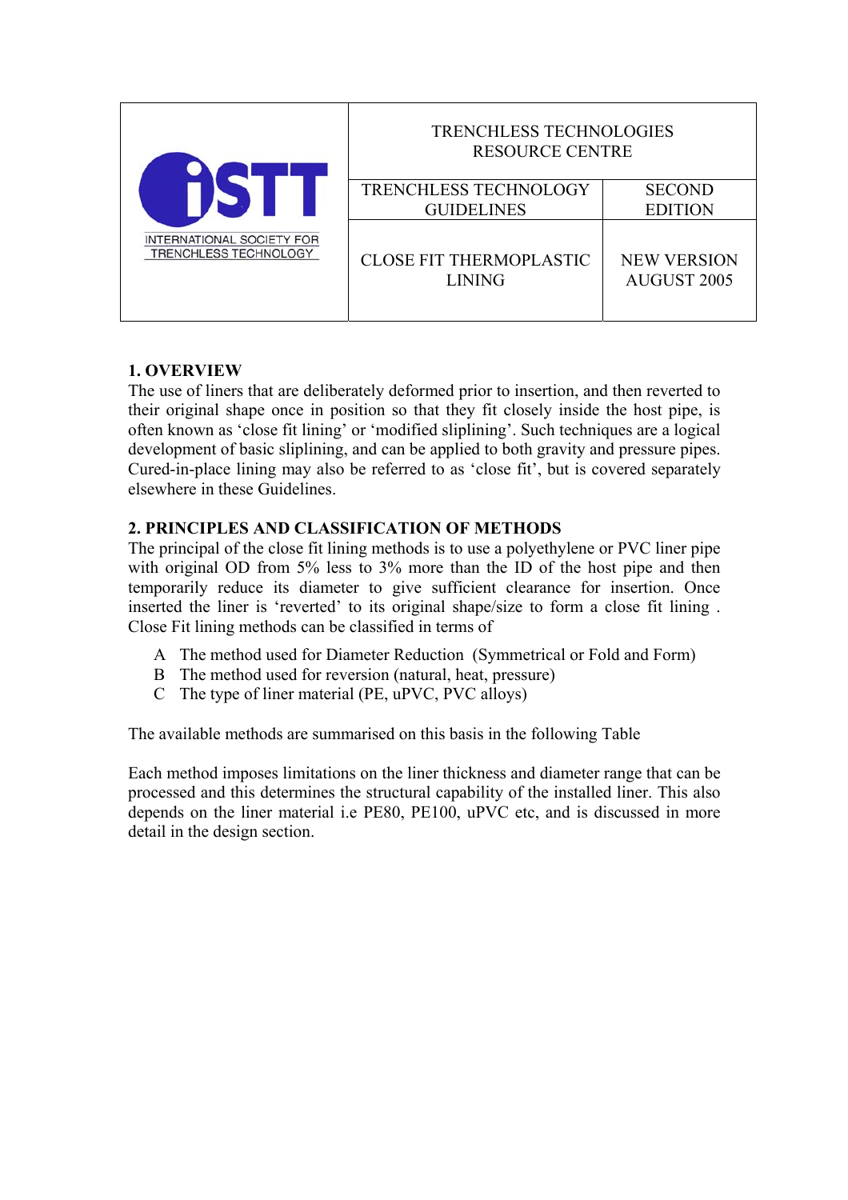| iSTT<br>INTERNATIONAL SOCIETY FOR TRENCHLESS TECHNOLOGY | TRENCHLESS TECHNOLOGIES RESOURCE CENTRE | |
|---|---|---|
| | TRENCHLESS TECHNOLOGY GUIDELINES | SECOND EDITION |
| | CLOSE FIT THERMOPLASTIC LINING | NEW VERSION AUGUST 2005 |

## 1. OVERVIEW

The use of liners that are deliberately deformed prior to insertion, and then reverted to their original shape once in position so that they fit closely inside the host pipe, is often known as 'close fit lining' or 'modified sliplining'. Such techniques are a logical development of basic sliplining, and can be applied to both gravity and pressure pipes. Cured-in-place lining may also be referred to as 'close fit', but is covered separately elsewhere in these Guidelines.

## 2. PRINCIPLES AND CLASSIFICATION OF METHODS

The principal of the close fit lining methods is to use a polyethylene or PVC liner pipe with original OD from 5% less to 3% more than the ID of the host pipe and then temporarily reduce its diameter to give sufficient clearance for insertion. Once inserted the liner is 'reverted' to its original shape/size to form a close fit lining . Close Fit lining methods can be classified in terms of

A The method used for Diameter Reduction (Symmetrical or Fold and Form)
B The method used for reversion (natural, heat, pressure)
C The type of liner material (PE, uPVC, PVC alloys)

The available methods are summarised on this basis in the following Table

Each method imposes limitations on the liner thickness and diameter range that can be processed and this determines the structural capability of the installed liner. This also depends on the liner material i.e PE80, PE100, uPVC etc, and is discussed in more detail in the design section.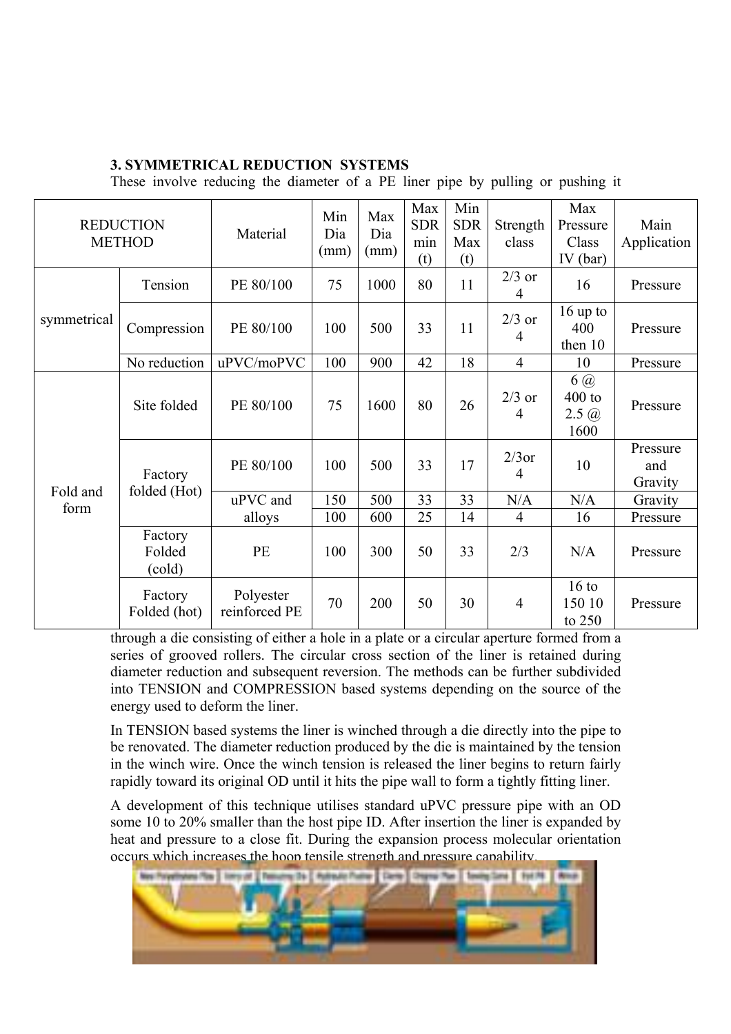### 3. SYMMETRICAL REDUCTION SYSTEMS

These involve reducing the diameter of a PE liner pipe by pulling or pushing it through a die consisting of either a hole in a plate or a circular aperture formed from a series of grooved rollers. The circular cross section of the liner is retained during diameter reduction and subsequent reversion. The methods can be further subdivided into TENSION and COMPRESSION based systems depending on the source of the energy used to deform the liner.

| REDUCTION METHOD | | Material | Min Dia (mm) | Max Dia (mm) | Max SDR min (t) | Min SDR Max (t) | Strength class | Max Pressure Class IV (bar) | Main Application |
|---|---|---|---|---|---|---|---|---|---|
| symmetrical | Tension | PE 80/100 | 75 | 1000 | 80 | 11 | 2/3 or 4 | 16 | Pressure |
| | Compression | PE 80/100 | 100 | 500 | 33 | 11 | 2/3 or 4 | 16 up to 400 then 10 | Pressure |
| | No reduction | uPVC/moPVC | 100 | 900 | 42 | 18 | 4 | 10 | Pressure |
| Fold and form | Site folded | PE 80/100 | 75 | 1600 | 80 | 26 | 2/3 or 4 | 6 @ 400 to 2.5 @ 1600 | Pressure |
| | Factory folded (Hot) | PE 80/100 | 100 | 500 | 33 | 17 | 2/3or 4 | 10 | Pressure and Gravity |
| | | uPVC and alloys | 150 | 500 | 33 | 33 | N/A | N/A | Gravity |
| | | | 100 | 600 | 25 | 14 | 4 | 16 | Pressure |
| | Factory Folded (cold) | PE | 100 | 300 | 50 | 33 | 2/3 | N/A | Pressure |
| | Factory Folded (hot) | Polyester reinforced PE | 70 | 200 | 50 | 30 | 4 | 16 to 150 10 to 250 | Pressure |

In TENSION based systems the liner is winched through a die directly into the pipe to be renovated. The diameter reduction produced by the die is maintained by the tension in the winch wire. Once the winch tension is released the liner begins to return fairly rapidly toward its original OD until it hits the pipe wall to form a tightly fitting liner.

A development of this technique utilises standard uPVC pressure pipe with an OD some 10 to 20% smaller than the host pipe ID. After insertion the liner is expanded by heat and pressure to a close fit. During the expansion process molecular orientation occurs which increases the hoop tensile strength and pressure capability.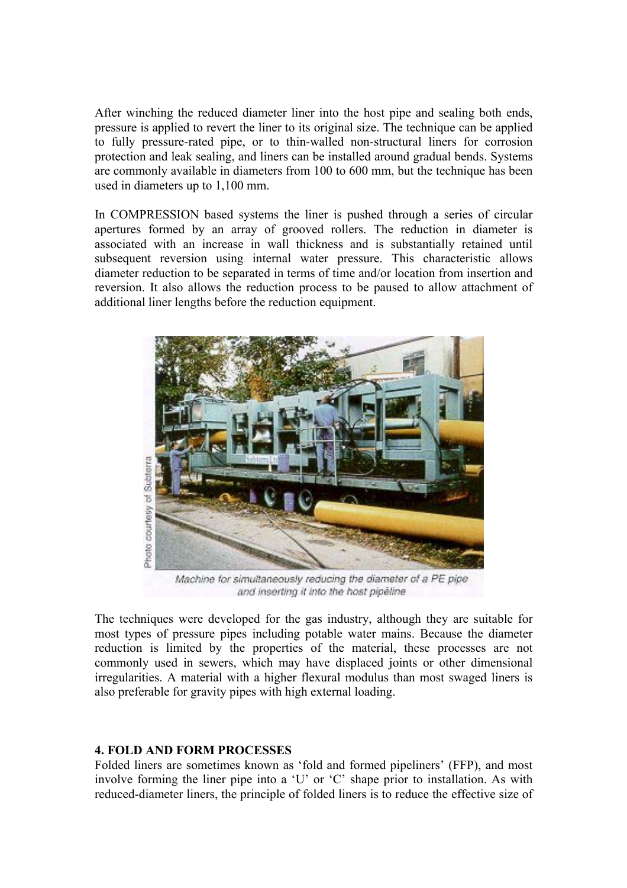After winching the reduced diameter liner into the host pipe and sealing both ends, pressure is applied to revert the liner to its original size. The technique can be applied to fully pressure-rated pipe, or to thin-walled non-structural liners for corrosion protection and leak sealing, and liners can be installed around gradual bends. Systems are commonly available in diameters from 100 to 600 mm, but the technique has been used in diameters up to 1,100 mm.

In COMPRESSION based systems the liner is pushed through a series of circular apertures formed by an array of grooved rollers. The reduction in diameter is associated with an increase in wall thickness and is substantially retained until subsequent reversion using internal water pressure. This characteristic allows diameter reduction to be separated in terms of time and/or location from insertion and reversion. It also allows the reduction process to be paused to allow attachment of additional liner lengths before the reduction equipment.

Photo courtesy of Subterra

*Machine for simultaneously reducing the diameter of a PE pipe and inserting it into the host pipeline*

The techniques were developed for the gas industry, although they are suitable for most types of pressure pipes including potable water mains. Because the diameter reduction is limited by the properties of the material, these processes are not commonly used in sewers, which may have displaced joints or other dimensional irregularities. A material with a higher flexural modulus than most swaged liners is also preferable for gravity pipes with high external loading.

## 4. FOLD AND FORM PROCESSES

Folded liners are sometimes known as 'fold and formed pipeliners' (FFP), and most involve forming the liner pipe into a 'U' or 'C' shape prior to installation. As with reduced-diameter liners, the principle of folded liners is to reduce the effective size of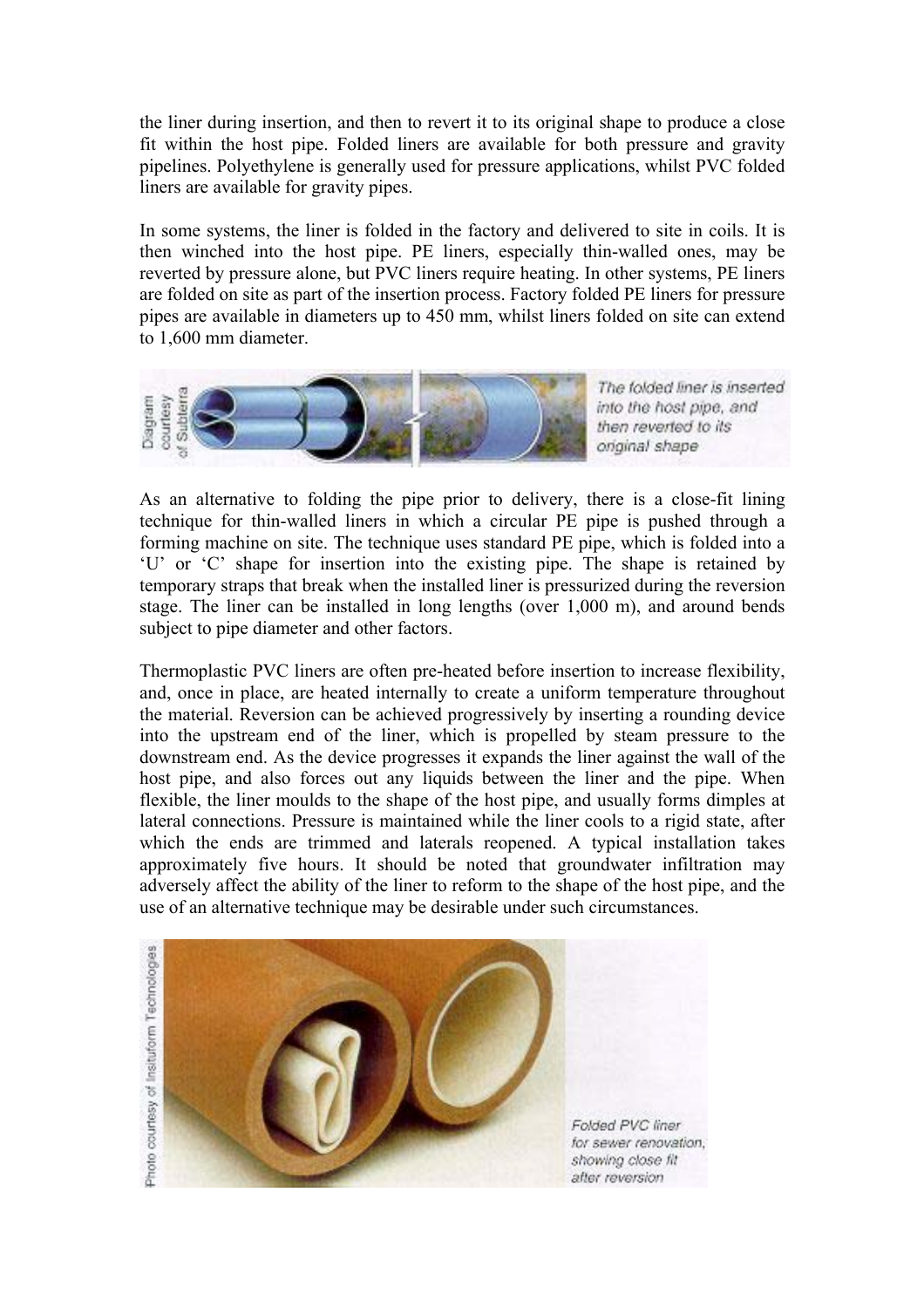the liner during insertion, and then to revert it to its original shape to produce a close fit within the host pipe. Folded liners are available for both pressure and gravity pipelines. Polyethylene is generally used for pressure applications, whilst PVC folded liners are available for gravity pipes.

In some systems, the liner is folded in the factory and delivered to site in coils. It is then winched into the host pipe. PE liners, especially thin-walled ones, may be reverted by pressure alone, but PVC liners require heating. In other systems, PE liners are folded on site as part of the insertion process. Factory folded PE liners for pressure pipes are available in diameters up to 450 mm, whilst liners folded on site can extend to 1,600 mm diameter.

Diagram courtesy of Subterra

*The folded liner is inserted into the host pipe, and then reverted to its original shape*

As an alternative to folding the pipe prior to delivery, there is a close-fit lining technique for thin-walled liners in which a circular PE pipe is pushed through a forming machine on site. The technique uses standard PE pipe, which is folded into a 'U' or 'C' shape for insertion into the existing pipe. The shape is retained by temporary straps that break when the installed liner is pressurized during the reversion stage. The liner can be installed in long lengths (over 1,000 m), and around bends subject to pipe diameter and other factors.

Thermoplastic PVC liners are often pre-heated before insertion to increase flexibility, and, once in place, are heated internally to create a uniform temperature throughout the material. Reversion can be achieved progressively by inserting a rounding device into the upstream end of the liner, which is propelled by steam pressure to the downstream end. As the device progresses it expands the liner against the wall of the host pipe, and also forces out any liquids between the liner and the pipe. When flexible, the liner moulds to the shape of the host pipe, and usually forms dimples at lateral connections. Pressure is maintained while the liner cools to a rigid state, after which the ends are trimmed and laterals reopened. A typical installation takes approximately five hours. It should be noted that groundwater infiltration may adversely affect the ability of the liner to reform to the shape of the host pipe, and the use of an alternative technique may be desirable under such circumstances.

Photo courtesy of Insituform Technologies

*Folded PVC liner for sewer renovation, showing close fit after reversion*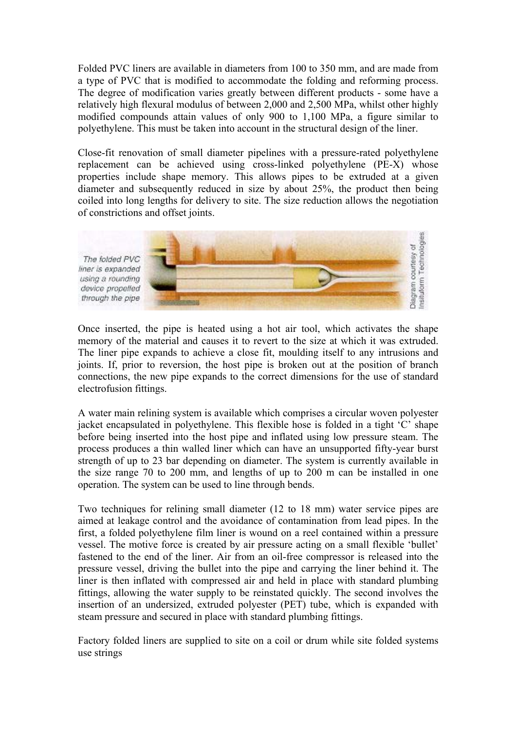Folded PVC liners are available in diameters from 100 to 350 mm, and are made from a type of PVC that is modified to accommodate the folding and reforming process. The degree of modification varies greatly between different products - some have a relatively high flexural modulus of between 2,000 and 2,500 MPa, whilst other highly modified compounds attain values of only 900 to 1,100 MPa, a figure similar to polyethylene. This must be taken into account in the structural design of the liner.

Close-fit renovation of small diameter pipelines with a pressure-rated polyethylene replacement can be achieved using cross-linked polyethylene (PE-X) whose properties include shape memory. This allows pipes to be extruded at a given diameter and subsequently reduced in size by about 25%, the product then being coiled into long lengths for delivery to site. The size reduction allows the negotiation of constrictions and offset joints.

*The folded PVC liner is expanded using a rounding device propelled through the pipe*

Diagram courtesy of Insituform Technologies

Once inserted, the pipe is heated using a hot air tool, which activates the shape memory of the material and causes it to revert to the size at which it was extruded. The liner pipe expands to achieve a close fit, moulding itself to any intrusions and joints. If, prior to reversion, the host pipe is broken out at the position of branch connections, the new pipe expands to the correct dimensions for the use of standard electrofusion fittings.

A water main relining system is available which comprises a circular woven polyester jacket encapsulated in polyethylene. This flexible hose is folded in a tight 'C' shape before being inserted into the host pipe and inflated using low pressure steam. The process produces a thin walled liner which can have an unsupported fifty-year burst strength of up to 23 bar depending on diameter. The system is currently available in the size range 70 to 200 mm, and lengths of up to 200 m can be installed in one operation. The system can be used to line through bends.

Two techniques for relining small diameter (12 to 18 mm) water service pipes are aimed at leakage control and the avoidance of contamination from lead pipes. In the first, a folded polyethylene film liner is wound on a reel contained within a pressure vessel. The motive force is created by air pressure acting on a small flexible 'bullet' fastened to the end of the liner. Air from an oil-free compressor is released into the pressure vessel, driving the bullet into the pipe and carrying the liner behind it. The liner is then inflated with compressed air and held in place with standard plumbing fittings, allowing the water supply to be reinstated quickly. The second involves the insertion of an undersized, extruded polyester (PET) tube, which is expanded with steam pressure and secured in place with standard plumbing fittings.

Factory folded liners are supplied to site on a coil or drum while site folded systems use strings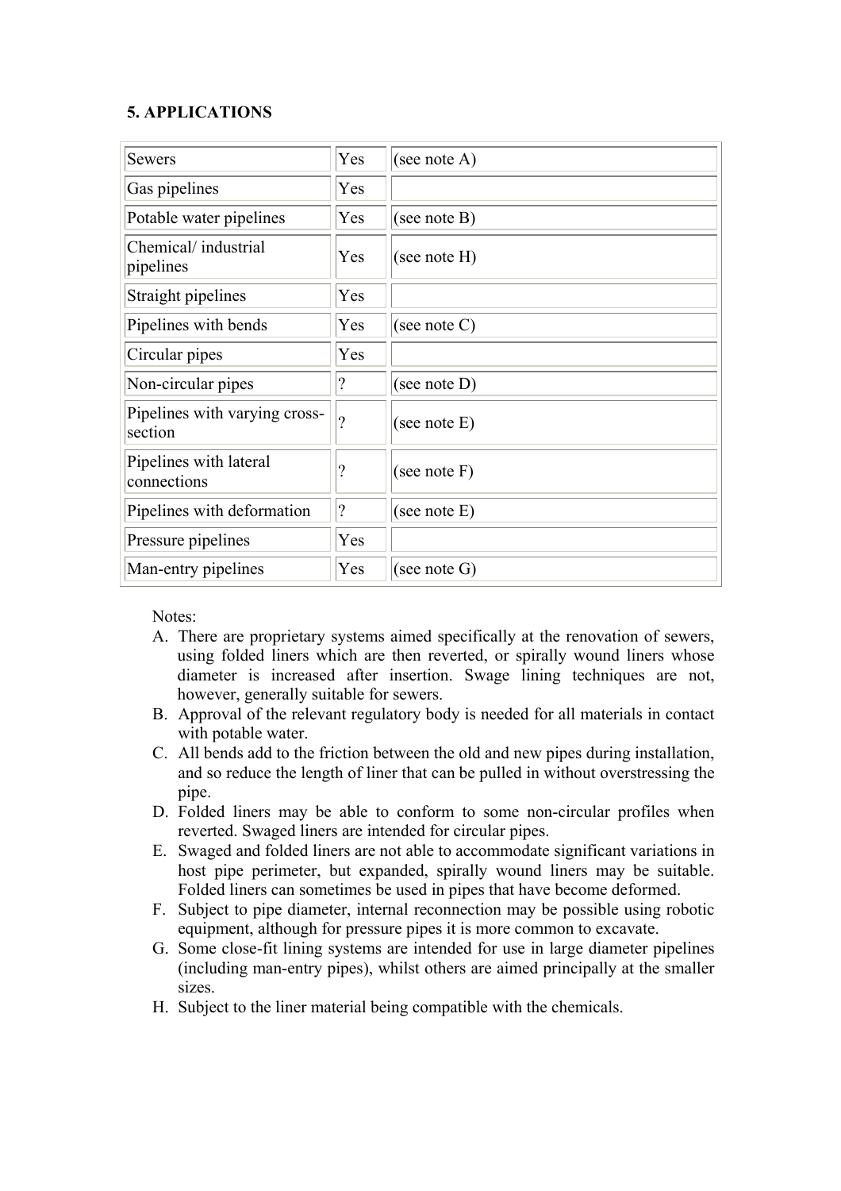### 5. APPLICATIONS

| | | |
|---|---|---|
| Sewers | Yes | (see note A) |
| Gas pipelines | Yes | |
| Potable water pipelines | Yes | (see note B) |
| Chemical/ industrial pipelines | Yes | (see note H) |
| Straight pipelines | Yes | |
| Pipelines with bends | Yes | (see note C) |
| Circular pipes | Yes | |
| Non-circular pipes | ? | (see note D) |
| Pipelines with varying cross-section | ? | (see note E) |
| Pipelines with lateral connections | ? | (see note F) |
| Pipelines with deformation | ? | (see note E) |
| Pressure pipelines | Yes | |
| Man-entry pipelines | Yes | (see note G) |

Notes:

A. There are proprietary systems aimed specifically at the renovation of sewers, using folded liners which are then reverted, or spirally wound liners whose diameter is increased after insertion. Swage lining techniques are not, however, generally suitable for sewers.

B. Approval of the relevant regulatory body is needed for all materials in contact with potable water.

C. All bends add to the friction between the old and new pipes during installation, and so reduce the length of liner that can be pulled in without overstressing the pipe.

D. Folded liners may be able to conform to some non-circular profiles when reverted. Swaged liners are intended for circular pipes.

E. Swaged and folded liners are not able to accommodate significant variations in host pipe perimeter, but expanded, spirally wound liners may be suitable. Folded liners can sometimes be used in pipes that have become deformed.

F. Subject to pipe diameter, internal reconnection may be possible using robotic equipment, although for pressure pipes it is more common to excavate.

G. Some close-fit lining systems are intended for use in large diameter pipelines (including man-entry pipes), whilst others are aimed principally at the smaller sizes.

H. Subject to the liner material being compatible with the chemicals.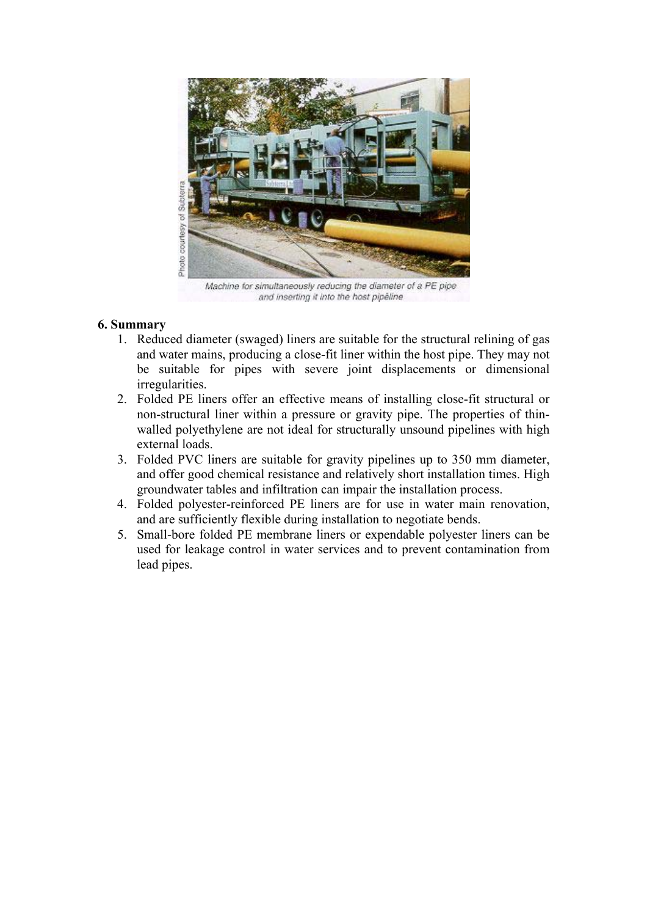Machine for simultaneously reducing the diameter of a PE pipe and inserting it into the host pipeline

### 6. Summary

1. Reduced diameter (swaged) liners are suitable for the structural relining of gas and water mains, producing a close-fit liner within the host pipe. They may not be suitable for pipes with severe joint displacements or dimensional irregularities.
2. Folded PE liners offer an effective means of installing close-fit structural or non-structural liner within a pressure or gravity pipe. The properties of thin-walled polyethylene are not ideal for structurally unsound pipelines with high external loads.
3. Folded PVC liners are suitable for gravity pipelines up to 350 mm diameter, and offer good chemical resistance and relatively short installation times. High groundwater tables and infiltration can impair the installation process.
4. Folded polyester-reinforced PE liners are for use in water main renovation, and are sufficiently flexible during installation to negotiate bends.
5. Small-bore folded PE membrane liners or expendable polyester liners can be used for leakage control in water services and to prevent contamination from lead pipes.